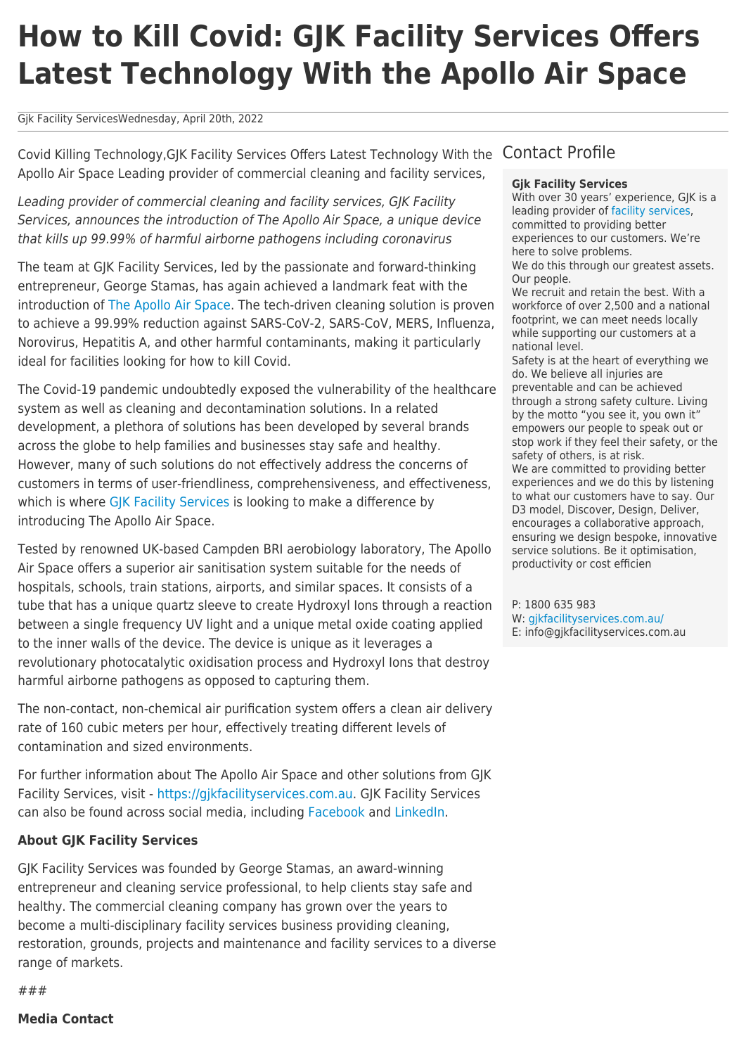# How to Kill Covid: GJK Facility Services Offers Latest Technology With the Apollo Air Space

Gjk Facility ServicesWednesday, April 20th, 2022

Covid Killing Technology,GJK Facility Services Offers Latest Technology With the Apollo Air Space Leading provider of commercial cleaning and facility services,

*Leading provider of commercial cleaning and facility services, GJK Facility Services, announces the introduction of The Apollo Air Space, a unique device that kills up 99.99% of harmful airborne pathogens including coronavirus*

The team at GJK Facility Services, led by the passionate and forward-thinking entrepreneur, George Stamas, has again achieved a landmark feat with the introduction of The Apollo Air Space. The tech-driven cleaning solution is proven to achieve a 99.99% reduction against SARS-CoV-2, SARS-CoV, MERS, Influenza, Norovirus, Hepatitis A, and other harmful contaminants, making it particularly ideal for facilities looking for how to kill Covid.

The Covid-19 pandemic undoubtedly exposed the vulnerability of the healthcare system as well as cleaning and decontamination solutions. In a related development, a plethora of solutions has been developed by several brands across the globe to help families and businesses stay safe and healthy. However, many of such solutions do not effectively address the concerns of customers in terms of user-friendliness, comprehensiveness, and effectiveness, which is where GJK Facility Services is looking to make a difference by introducing The Apollo Air Space.

Tested by renowned UK-based Campden BRI aerobiology laboratory, The Apollo Air Space offers a superior air sanitisation system suitable for the needs of hospitals, schools, train stations, airports, and similar spaces. It consists of a tube that has a unique quartz sleeve to create Hydroxyl Ions through a reaction between a single frequency UV light and a unique metal oxide coating applied to the inner walls of the device. The device is unique as it leverages a revolutionary photocatalytic oxidisation process and Hydroxyl Ions that destroy harmful airborne pathogens as opposed to capturing them.

The non-contact, non-chemical air purification system offers a clean air delivery rate of 160 cubic meters per hour, effectively treating different levels of contamination and sized environments.

For further information about The Apollo Air Space and other solutions from GJK Facility Services, visit - https://gjkfacilityservices.com.au. GJK Facility Services can also be found across social media, including Facebook and LinkedIn.

**About GJK Facility Services**

GJK Facility Services was founded by George Stamas, an award-winning entrepreneur and cleaning service professional, to help clients stay safe and healthy. The commercial cleaning company has grown over the years to become a multi-disciplinary facility services business providing cleaning, restoration, grounds, projects and maintenance and facility services to a diverse range of markets.

###

**Media Contact**

## Contact Profile

**Gjk Facility Services**

With over 30 years' experience, GJK is a leading provider of facility services, committed to providing better experiences to our customers. We're here to solve problems.

We do this through our greatest assets. Our people.

We recruit and retain the best. With a workforce of over 2,500 and a national footprint, we can meet needs locally while supporting our customers at a national level.

Safety is at the heart of everything we do. We believe all injuries are preventable and can be achieved through a strong safety culture. Living by the motto "you see it, you own it" empowers our people to speak out or stop work if they feel their safety, or the safety of others, is at risk.

We are committed to providing better experiences and we do this by listening to what our customers have to say. Our D3 model, Discover, Design, Deliver, encourages a collaborative approach, ensuring we design bespoke, innovative service solutions. Be it optimisation, productivity or cost efficien

P: 1800 635 983
W: gjkfacilityservices.com.au/
E: info@gjkfacilityservices.com.au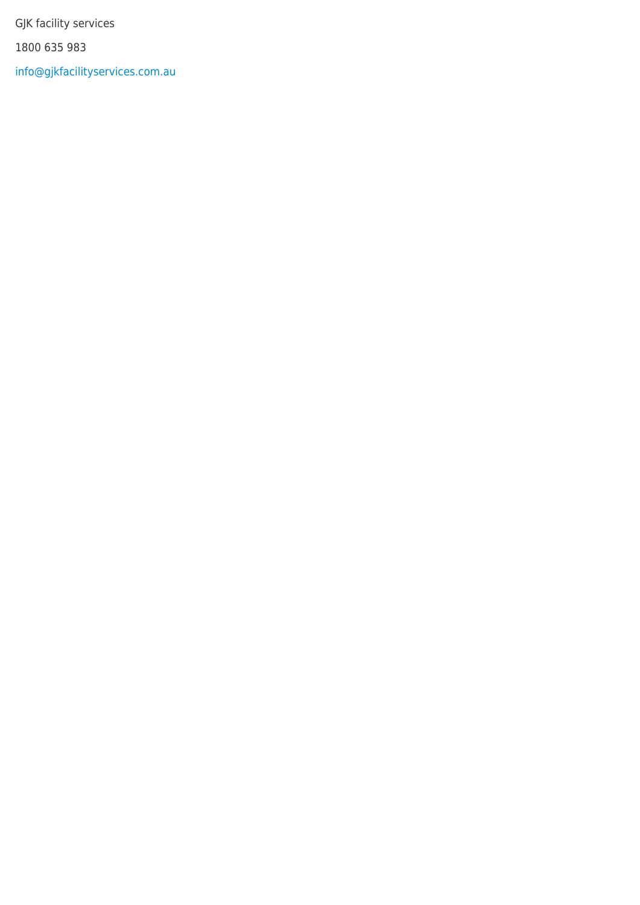GJK facility services

1800 635 983

info@gjkfacilityservices.com.au